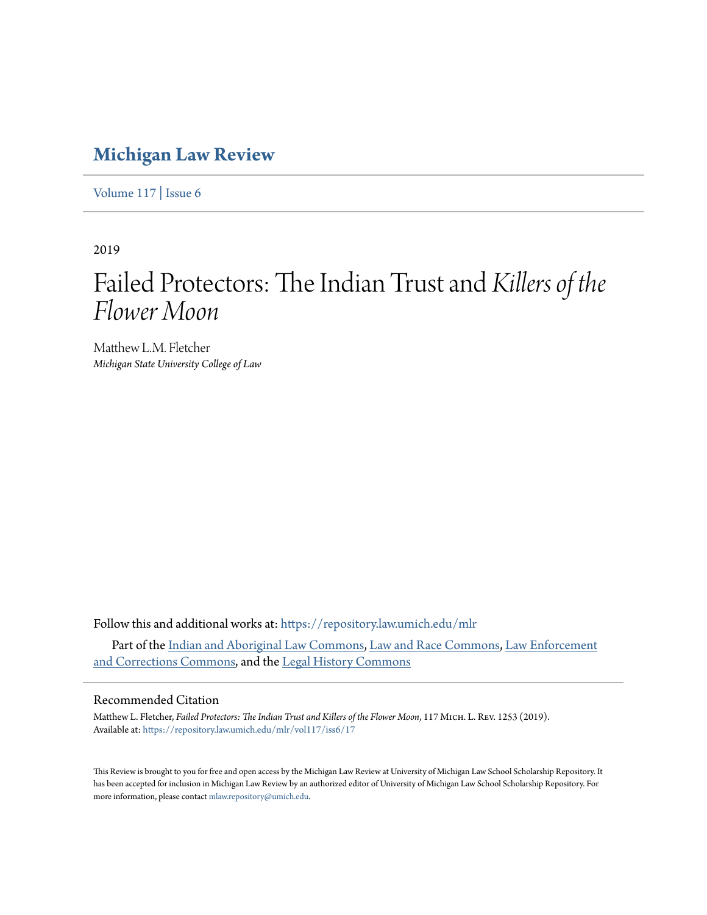# Michigan Law Review

Volume 117 | Issue 6

2019

# Failed Protectors: The Indian Trust and *Killers of the Flower Moon*

Matthew L.M. Fletcher
*Michigan State University College of Law*

Follow this and additional works at: https://repository.law.umich.edu/mlr

Part of the Indian and Aboriginal Law Commons, Law and Race Commons, Law Enforcement and Corrections Commons, and the Legal History Commons

## Recommended Citation

Matthew L. Fletcher, *Failed Protectors: The Indian Trust and Killers of the Flower Moon*, 117 Mich. L. Rev. 1253 (2019).
Available at: https://repository.law.umich.edu/mlr/vol117/iss6/17

This Review is brought to you for free and open access by the Michigan Law Review at University of Michigan Law School Scholarship Repository. It has been accepted for inclusion in Michigan Law Review by an authorized editor of University of Michigan Law School Scholarship Repository. For more information, please contact mlaw.repository@umich.edu.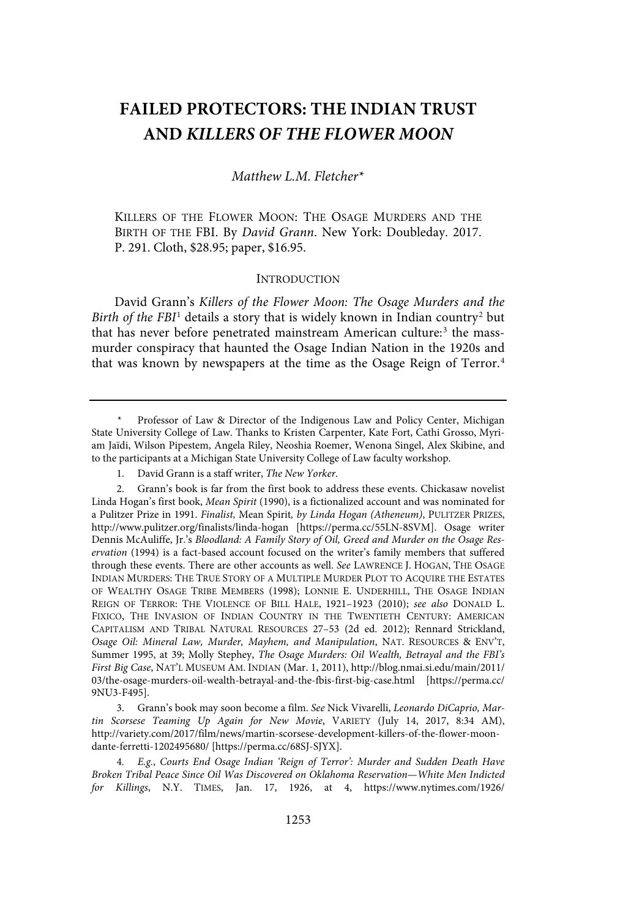# FAILED PROTECTORS: THE INDIAN TRUST AND *KILLERS OF THE FLOWER MOON*

*Matthew L.M. Fletcher**

KILLERS OF THE FLOWER MOON: THE OSAGE MURDERS AND THE BIRTH OF THE FBI. By *David Grann*. New York: Doubleday. 2017. P. 291. Cloth, $28.95; paper, $16.95.

## INTRODUCTION

David Grann's *Killers of the Flower Moon: The Osage Murders and the Birth of the FBI*[1] details a story that is widely known in Indian country[2] but that has never before penetrated mainstream American culture:[3] the mass-murder conspiracy that haunted the Osage Indian Nation in the 1920s and that was known by newspapers at the time as the Osage Reign of Terror.[4]

---

\* Professor of Law & Director of the Indigenous Law and Policy Center, Michigan State University College of Law. Thanks to Kristen Carpenter, Kate Fort, Cathi Grosso, Myriam Jaïdi, Wilson Pipestem, Angela Riley, Neoshia Roemer, Wenona Singel, Alex Skibine, and to the participants at a Michigan State University College of Law faculty workshop.

1. David Grann is a staff writer, *The New Yorker*.

2. Grann's book is far from the first book to address these events. Chickasaw novelist Linda Hogan's first book, *Mean Spirit* (1990), is a fictionalized account and was nominated for a Pulitzer Prize in 1991. *Finalist,* Mean Spirit*, by Linda Hogan (Atheneum)*, PULITZER PRIZES, http://www.pulitzer.org/finalists/linda-hogan [https://perma.cc/55LN-8SVM]. Osage writer Dennis McAuliffe, Jr.'s *Bloodland: A Family Story of Oil, Greed and Murder on the Osage Reservation* (1994) is a fact-based account focused on the writer's family members that suffered through these events. There are other accounts as well. *See* LAWRENCE J. HOGAN, THE OSAGE INDIAN MURDERS: THE TRUE STORY OF A MULTIPLE MURDER PLOT TO ACQUIRE THE ESTATES OF WEALTHY OSAGE TRIBE MEMBERS (1998); LONNIE E. UNDERHILL, THE OSAGE INDIAN REIGN OF TERROR: THE VIOLENCE OF BILL HALE, 1921–1923 (2010); *see also* DONALD L. FIXICO, THE INVASION OF INDIAN COUNTRY IN THE TWENTIETH CENTURY: AMERICAN CAPITALISM AND TRIBAL NATURAL RESOURCES 27–53 (2d ed. 2012); Rennard Strickland, *Osage Oil: Mineral Law, Murder, Mayhem, and Manipulation*, NAT. RESOURCES & ENV'T, Summer 1995, at 39; Molly Stephey, *The Osage Murders: Oil Wealth, Betrayal and the FBI's First Big Case*, NAT'L MUSEUM AM. INDIAN (Mar. 1, 2011), http://blog.nmai.si.edu/main/2011/03/the-osage-murders-oil-wealth-betrayal-and-the-fbis-first-big-case.html [https://perma.cc/9NU3-F495].

3. Grann's book may soon become a film. *See* Nick Vivarelli, *Leonardo DiCaprio, Martin Scorsese Teaming Up Again for New Movie*, VARIETY (July 14, 2017, 8:34 AM), http://variety.com/2017/film/news/martin-scorsese-development-killers-of-the-flower-moon-dante-ferretti-1202495680/ [https://perma.cc/68SJ-SJYX].

4. *E.g.*, *Courts End Osage Indian 'Reign of Terror': Murder and Sudden Death Have Broken Tribal Peace Since Oil Was Discovered on Oklahoma Reservation—White Men Indicted for Killings*, N.Y. TIMES, Jan. 17, 1926, at 4, https://www.nytimes.com/1926/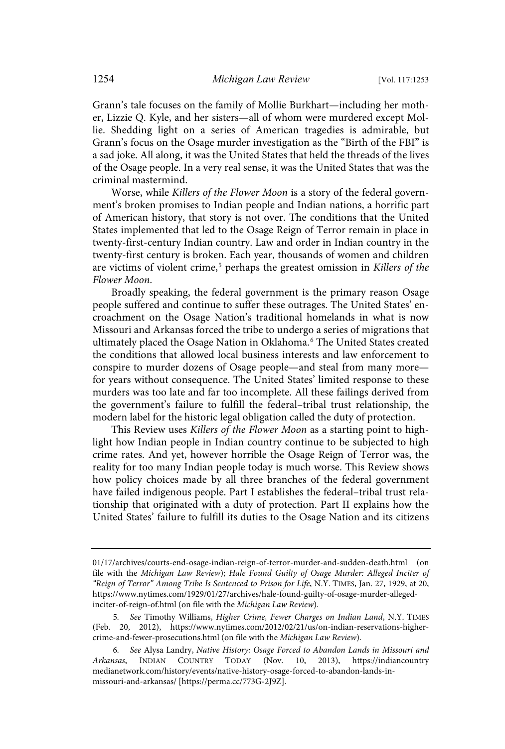Grann's tale focuses on the family of Mollie Burkhart—including her mother, Lizzie Q. Kyle, and her sisters—all of whom were murdered except Mollie. Shedding light on a series of American tragedies is admirable, but Grann's focus on the Osage murder investigation as the "Birth of the FBI" is a sad joke. All along, it was the United States that held the threads of the lives of the Osage people. In a very real sense, it was the United States that was the criminal mastermind.

Worse, while *Killers of the Flower Moon* is a story of the federal government's broken promises to Indian people and Indian nations, a horrific part of American history, that story is not over. The conditions that the United States implemented that led to the Osage Reign of Terror remain in place in twenty-first-century Indian country. Law and order in Indian country in the twenty-first century is broken. Each year, thousands of women and children are victims of violent crime,[5] perhaps the greatest omission in *Killers of the Flower Moon*.

Broadly speaking, the federal government is the primary reason Osage people suffered and continue to suffer these outrages. The United States' encroachment on the Osage Nation's traditional homelands in what is now Missouri and Arkansas forced the tribe to undergo a series of migrations that ultimately placed the Osage Nation in Oklahoma.[6] The United States created the conditions that allowed local business interests and law enforcement to conspire to murder dozens of Osage people—and steal from many more—for years without consequence. The United States' limited response to these murders was too late and far too incomplete. All these failings derived from the government's failure to fulfill the federal–tribal trust relationship, the modern label for the historic legal obligation called the duty of protection.

This Review uses *Killers of the Flower Moon* as a starting point to highlight how Indian people in Indian country continue to be subjected to high crime rates. And yet, however horrible the Osage Reign of Terror was, the reality for too many Indian people today is much worse. This Review shows how policy choices made by all three branches of the federal government have failed indigenous people. Part I establishes the federal–tribal trust relationship that originated with a duty of protection. Part II explains how the United States' failure to fulfill its duties to the Osage Nation and its citizens

---

01/17/archives/courts-end-osage-indian-reign-of-terror-murder-and-sudden-death.html (on file with the *Michigan Law Review*); *Hale Found Guilty of Osage Murder: Alleged Inciter of "Reign of Terror" Among Tribe Is Sentenced to Prison for Life*, N.Y. TIMES, Jan. 27, 1929, at 20, https://www.nytimes.com/1929/01/27/archives/hale-found-guilty-of-osage-murder-alleged-inciter-of-reign-of.html (on file with the *Michigan Law Review*).

5. *See* Timothy Williams, *Higher Crime, Fewer Charges on Indian Land*, N.Y. TIMES (Feb. 20, 2012), https://www.nytimes.com/2012/02/21/us/on-indian-reservations-higher-crime-and-fewer-prosecutions.html (on file with the *Michigan Law Review*).

6. *See* Alysa Landry, *Native History: Osage Forced to Abandon Lands in Missouri and Arkansas*, INDIAN COUNTRY TODAY (Nov. 10, 2013), https://indiancountrymedianetwork.com/history/events/native-history-osage-forced-to-abandon-lands-in-missouri-and-arkansas/ [https://perma.cc/773G-2J9Z].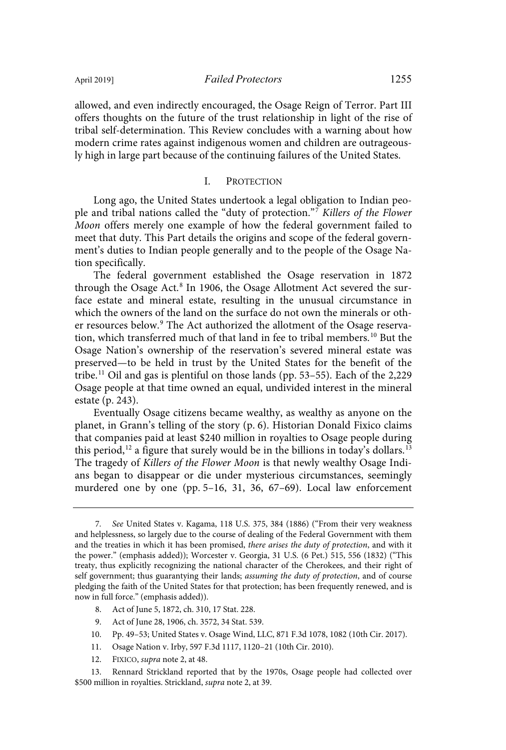allowed, and even indirectly encouraged, the Osage Reign of Terror. Part III offers thoughts on the future of the trust relationship in light of the rise of tribal self-determination. This Review concludes with a warning about how modern crime rates against indigenous women and children are outrageously high in large part because of the continuing failures of the United States.

## I. PROTECTION

Long ago, the United States undertook a legal obligation to Indian people and tribal nations called the "duty of protection."[7] *Killers of the Flower Moon* offers merely one example of how the federal government failed to meet that duty. This Part details the origins and scope of the federal government's duties to Indian people generally and to the people of the Osage Nation specifically.

The federal government established the Osage reservation in 1872 through the Osage Act.[8] In 1906, the Osage Allotment Act severed the surface estate and mineral estate, resulting in the unusual circumstance in which the owners of the land on the surface do not own the minerals or other resources below.[9] The Act authorized the allotment of the Osage reservation, which transferred much of that land in fee to tribal members.[10] But the Osage Nation's ownership of the reservation's severed mineral estate was preserved—to be held in trust by the United States for the benefit of the tribe.[11] Oil and gas is plentiful on those lands (pp. 53–55). Each of the 2,229 Osage people at that time owned an equal, undivided interest in the mineral estate (p. 243).

Eventually Osage citizens became wealthy, as wealthy as anyone on the planet, in Grann's telling of the story (p. 6). Historian Donald Fixico claims that companies paid at least $240 million in royalties to Osage people during this period,[12] a figure that surely would be in the billions in today's dollars.[13] The tragedy of *Killers of the Flower Moon* is that newly wealthy Osage Indians began to disappear or die under mysterious circumstances, seemingly murdered one by one (pp. 5–16, 31, 36, 67–69). Local law enforcement

---

7. *See* United States v. Kagama, 118 U.S. 375, 384 (1886) ("From their very weakness and helplessness, so largely due to the course of dealing of the Federal Government with them and the treaties in which it has been promised, *there arises the duty of protection*, and with it the power." (emphasis added)); Worcester v. Georgia, 31 U.S. (6 Pet.) 515, 556 (1832) ("This treaty, thus explicitly recognizing the national character of the Cherokees, and their right of self government; thus guarantying their lands; *assuming the duty of protection*, and of course pledging the faith of the United States for that protection; has been frequently renewed, and is now in full force." (emphasis added)).

8. Act of June 5, 1872, ch. 310, 17 Stat. 228.

9. Act of June 28, 1906, ch. 3572, 34 Stat. 539.

10. Pp. 49–53; United States v. Osage Wind, LLC, 871 F.3d 1078, 1082 (10th Cir. 2017).

11. Osage Nation v. Irby, 597 F.3d 1117, 1120–21 (10th Cir. 2010).

12. FIXICO, *supra* note 2, at 48.

13. Rennard Strickland reported that by the 1970s, Osage people had collected over $500 million in royalties. Strickland, *supra* note 2, at 39.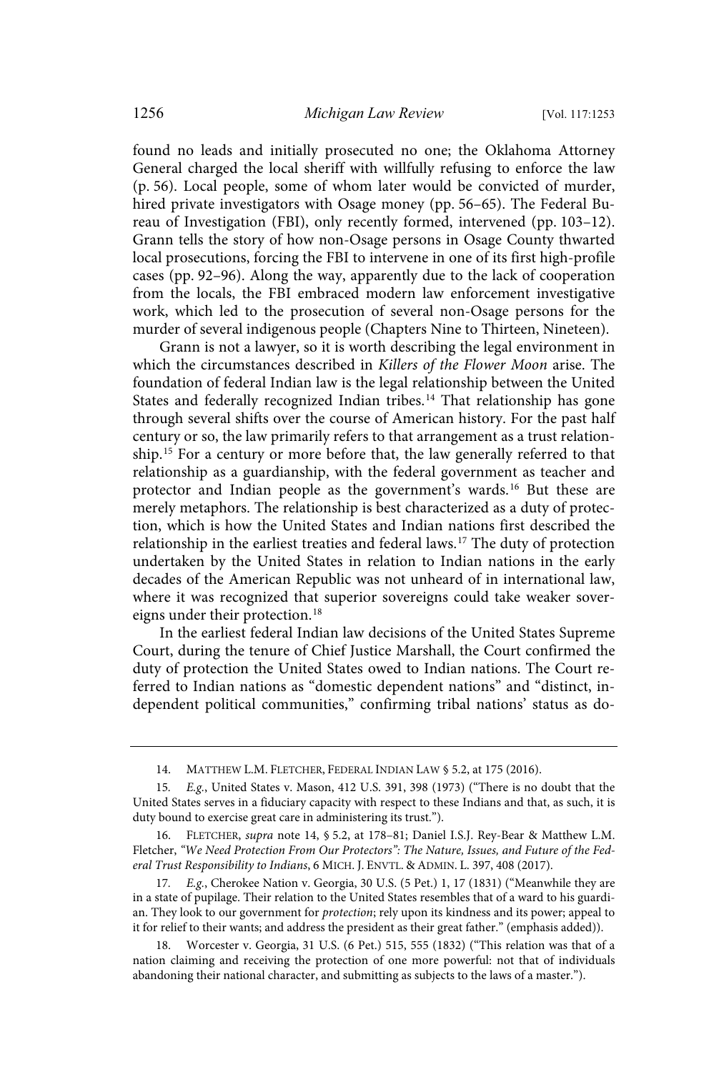found no leads and initially prosecuted no one; the Oklahoma Attorney General charged the local sheriff with willfully refusing to enforce the law (p. 56). Local people, some of whom later would be convicted of murder, hired private investigators with Osage money (pp. 56–65). The Federal Bureau of Investigation (FBI), only recently formed, intervened (pp. 103–12). Grann tells the story of how non-Osage persons in Osage County thwarted local prosecutions, forcing the FBI to intervene in one of its first high-profile cases (pp. 92–96). Along the way, apparently due to the lack of cooperation from the locals, the FBI embraced modern law enforcement investigative work, which led to the prosecution of several non-Osage persons for the murder of several indigenous people (Chapters Nine to Thirteen, Nineteen).

Grann is not a lawyer, so it is worth describing the legal environment in which the circumstances described in *Killers of the Flower Moon* arise. The foundation of federal Indian law is the legal relationship between the United States and federally recognized Indian tribes.[14] That relationship has gone through several shifts over the course of American history. For the past half century or so, the law primarily refers to that arrangement as a trust relationship.[15] For a century or more before that, the law generally referred to that relationship as a guardianship, with the federal government as teacher and protector and Indian people as the government's wards.[16] But these are merely metaphors. The relationship is best characterized as a duty of protection, which is how the United States and Indian nations first described the relationship in the earliest treaties and federal laws.[17] The duty of protection undertaken by the United States in relation to Indian nations in the early decades of the American Republic was not unheard of in international law, where it was recognized that superior sovereigns could take weaker sovereigns under their protection.[18]

In the earliest federal Indian law decisions of the United States Supreme Court, during the tenure of Chief Justice Marshall, the Court confirmed the duty of protection the United States owed to Indian nations. The Court referred to Indian nations as "domestic dependent nations" and "distinct, independent political communities," confirming tribal nations' status as do-

---

14. MATTHEW L.M. FLETCHER, FEDERAL INDIAN LAW § 5.2, at 175 (2016).

15. *E.g.*, United States v. Mason, 412 U.S. 391, 398 (1973) ("There is no doubt that the United States serves in a fiduciary capacity with respect to these Indians and that, as such, it is duty bound to exercise great care in administering its trust.").

16. FLETCHER, *supra* note 14, § 5.2, at 178–81; Daniel I.S.J. Rey-Bear & Matthew L.M. Fletcher, *"We Need Protection From Our Protectors": The Nature, Issues, and Future of the Federal Trust Responsibility to Indians*, 6 MICH. J. ENVTL. & ADMIN. L. 397, 408 (2017).

17. *E.g.*, Cherokee Nation v. Georgia, 30 U.S. (5 Pet.) 1, 17 (1831) ("Meanwhile they are in a state of pupilage. Their relation to the United States resembles that of a ward to his guardian. They look to our government for *protection*; rely upon its kindness and its power; appeal to it for relief to their wants; and address the president as their great father." (emphasis added)).

18. Worcester v. Georgia, 31 U.S. (6 Pet.) 515, 555 (1832) ("This relation was that of a nation claiming and receiving the protection of one more powerful: not that of individuals abandoning their national character, and submitting as subjects to the laws of a master.").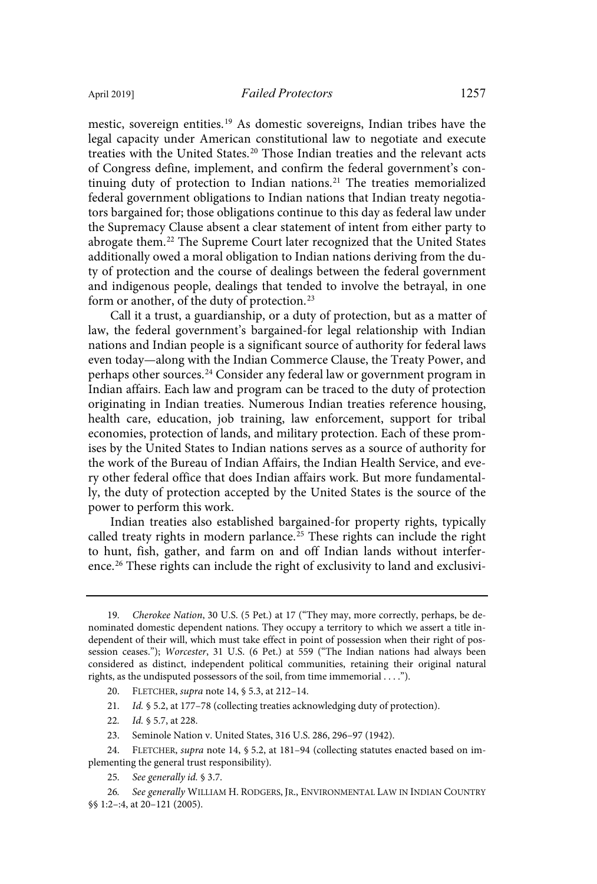mestic, sovereign entities.[19] As domestic sovereigns, Indian tribes have the legal capacity under American constitutional law to negotiate and execute treaties with the United States.[20] Those Indian treaties and the relevant acts of Congress define, implement, and confirm the federal government's continuing duty of protection to Indian nations.[21] The treaties memorialized federal government obligations to Indian nations that Indian treaty negotiators bargained for; those obligations continue to this day as federal law under the Supremacy Clause absent a clear statement of intent from either party to abrogate them.[22] The Supreme Court later recognized that the United States additionally owed a moral obligation to Indian nations deriving from the duty of protection and the course of dealings between the federal government and indigenous people, dealings that tended to involve the betrayal, in one form or another, of the duty of protection.[23]

Call it a trust, a guardianship, or a duty of protection, but as a matter of law, the federal government's bargained-for legal relationship with Indian nations and Indian people is a significant source of authority for federal laws even today—along with the Indian Commerce Clause, the Treaty Power, and perhaps other sources.[24] Consider any federal law or government program in Indian affairs. Each law and program can be traced to the duty of protection originating in Indian treaties. Numerous Indian treaties reference housing, health care, education, job training, law enforcement, support for tribal economies, protection of lands, and military protection. Each of these promises by the United States to Indian nations serves as a source of authority for the work of the Bureau of Indian Affairs, the Indian Health Service, and every other federal office that does Indian affairs work. But more fundamentally, the duty of protection accepted by the United States is the source of the power to perform this work.

Indian treaties also established bargained-for property rights, typically called treaty rights in modern parlance.[25] These rights can include the right to hunt, fish, gather, and farm on and off Indian lands without interference.[26] These rights can include the right of exclusivity to land and exclusivi-

---

19. *Cherokee Nation*, 30 U.S. (5 Pet.) at 17 ("They may, more correctly, perhaps, be denominated domestic dependent nations. They occupy a territory to which we assert a title independent of their will, which must take effect in point of possession when their right of possession ceases."); *Worcester*, 31 U.S. (6 Pet.) at 559 ("The Indian nations had always been considered as distinct, independent political communities, retaining their original natural rights, as the undisputed possessors of the soil, from time immemorial . . . .").

20. FLETCHER, *supra* note 14, § 5.3, at 212–14.

21. *Id.* § 5.2, at 177–78 (collecting treaties acknowledging duty of protection).

22. *Id.* § 5.7, at 228.

23. Seminole Nation v. United States, 316 U.S. 286, 296–97 (1942).

24. FLETCHER, *supra* note 14, § 5.2, at 181–94 (collecting statutes enacted based on implementing the general trust responsibility).

25. *See generally id.* § 3.7.

26. *See generally* WILLIAM H. RODGERS, JR., ENVIRONMENTAL LAW IN INDIAN COUNTRY §§ 1:2–:4, at 20–121 (2005).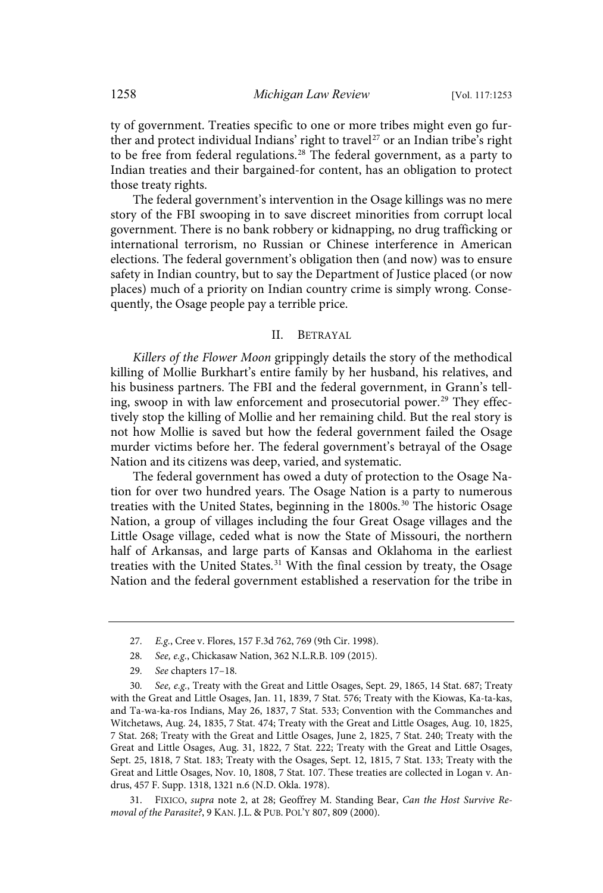ty of government. Treaties specific to one or more tribes might even go further and protect individual Indians' right to travel[27] or an Indian tribe's right to be free from federal regulations.[28] The federal government, as a party to Indian treaties and their bargained-for content, has an obligation to protect those treaty rights.

The federal government's intervention in the Osage killings was no mere story of the FBI swooping in to save discreet minorities from corrupt local government. There is no bank robbery or kidnapping, no drug trafficking or international terrorism, no Russian or Chinese interference in American elections. The federal government's obligation then (and now) was to ensure safety in Indian country, but to say the Department of Justice placed (or now places) much of a priority on Indian country crime is simply wrong. Consequently, the Osage people pay a terrible price.

## II. Betrayal

*Killers of the Flower Moon* grippingly details the story of the methodical killing of Mollie Burkhart's entire family by her husband, his relatives, and his business partners. The FBI and the federal government, in Grann's telling, swoop in with law enforcement and prosecutorial power.[29] They effectively stop the killing of Mollie and her remaining child. But the real story is not how Mollie is saved but how the federal government failed the Osage murder victims before her. The federal government's betrayal of the Osage Nation and its citizens was deep, varied, and systematic.

The federal government has owed a duty of protection to the Osage Nation for over two hundred years. The Osage Nation is a party to numerous treaties with the United States, beginning in the 1800s.[30] The historic Osage Nation, a group of villages including the four Great Osage villages and the Little Osage village, ceded what is now the State of Missouri, the northern half of Arkansas, and large parts of Kansas and Oklahoma in the earliest treaties with the United States.[31] With the final cession by treaty, the Osage Nation and the federal government established a reservation for the tribe in

---

27. *E.g.*, Cree v. Flores, 157 F.3d 762, 769 (9th Cir. 1998).

28. *See, e.g.*, Chickasaw Nation, 362 N.L.R.B. 109 (2015).

29. *See* chapters 17–18.

30. *See, e.g.*, Treaty with the Great and Little Osages, Sept. 29, 1865, 14 Stat. 687; Treaty with the Great and Little Osages, Jan. 11, 1839, 7 Stat. 576; Treaty with the Kiowas, Ka-ta-kas, and Ta-wa-ka-ros Indians, May 26, 1837, 7 Stat. 533; Convention with the Commanches and Witchetaws, Aug. 24, 1835, 7 Stat. 474; Treaty with the Great and Little Osages, Aug. 10, 1825, 7 Stat. 268; Treaty with the Great and Little Osages, June 2, 1825, 7 Stat. 240; Treaty with the Great and Little Osages, Aug. 31, 1822, 7 Stat. 222; Treaty with the Great and Little Osages, Sept. 25, 1818, 7 Stat. 183; Treaty with the Osages, Sept. 12, 1815, 7 Stat. 133; Treaty with the Great and Little Osages, Nov. 10, 1808, 7 Stat. 107. These treaties are collected in Logan v. Andrus, 457 F. Supp. 1318, 1321 n.6 (N.D. Okla. 1978).

31. Fixico, *supra* note 2, at 28; Geoffrey M. Standing Bear, *Can the Host Survive Removal of the Parasite?*, 9 Kan. J.L. & Pub. Pol'y 807, 809 (2000).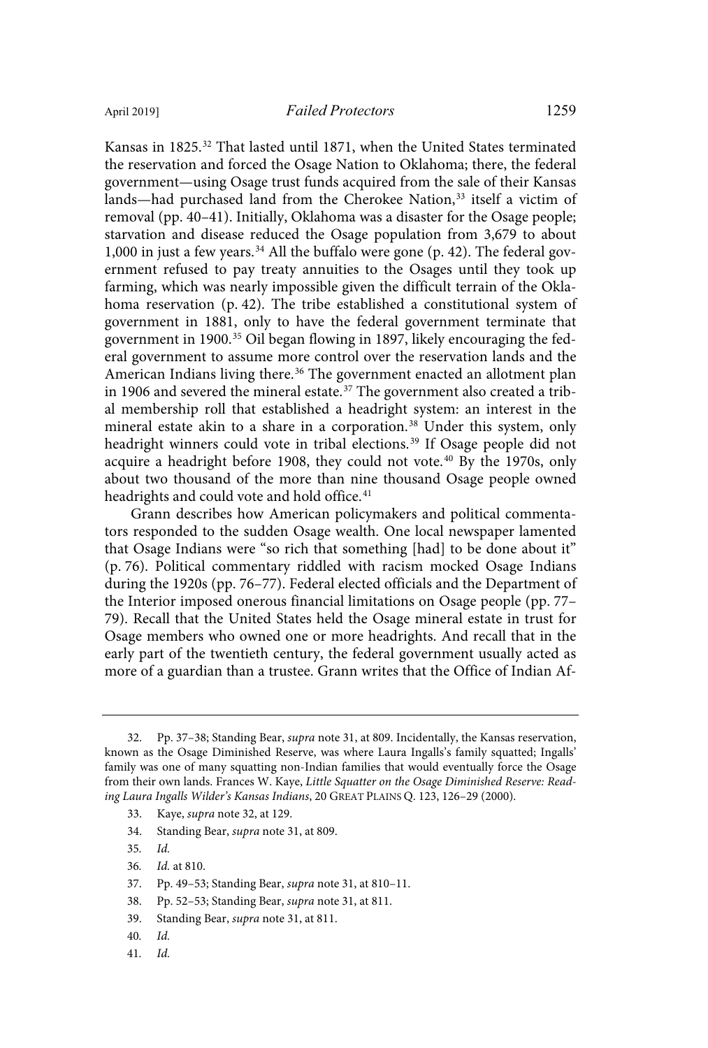Kansas in 1825.[32] That lasted until 1871, when the United States terminated the reservation and forced the Osage Nation to Oklahoma; there, the federal government—using Osage trust funds acquired from the sale of their Kansas lands—had purchased land from the Cherokee Nation,[33] itself a victim of removal (pp. 40–41). Initially, Oklahoma was a disaster for the Osage people; starvation and disease reduced the Osage population from 3,679 to about 1,000 in just a few years.[34] All the buffalo were gone (p. 42). The federal government refused to pay treaty annuities to the Osages until they took up farming, which was nearly impossible given the difficult terrain of the Oklahoma reservation (p. 42). The tribe established a constitutional system of government in 1881, only to have the federal government terminate that government in 1900.[35] Oil began flowing in 1897, likely encouraging the federal government to assume more control over the reservation lands and the American Indians living there.[36] The government enacted an allotment plan in 1906 and severed the mineral estate.[37] The government also created a tribal membership roll that established a headright system: an interest in the mineral estate akin to a share in a corporation.[38] Under this system, only headright winners could vote in tribal elections.[39] If Osage people did not acquire a headright before 1908, they could not vote.[40] By the 1970s, only about two thousand of the more than nine thousand Osage people owned headrights and could vote and hold office.[41]

Grann describes how American policymakers and political commentators responded to the sudden Osage wealth. One local newspaper lamented that Osage Indians were "so rich that something [had] to be done about it" (p. 76). Political commentary riddled with racism mocked Osage Indians during the 1920s (pp. 76–77). Federal elected officials and the Department of the Interior imposed onerous financial limitations on Osage people (pp. 77–79). Recall that the United States held the Osage mineral estate in trust for Osage members who owned one or more headrights. And recall that in the early part of the twentieth century, the federal government usually acted as more of a guardian than a trustee. Grann writes that the Office of Indian Af-

---

32. Pp. 37–38; Standing Bear, *supra* note 31, at 809. Incidentally, the Kansas reservation, known as the Osage Diminished Reserve, was where Laura Ingalls's family squatted; Ingalls' family was one of many squatting non-Indian families that would eventually force the Osage from their own lands. Frances W. Kaye, *Little Squatter on the Osage Diminished Reserve: Reading Laura Ingalls Wilder's Kansas Indians*, 20 GREAT PLAINS Q. 123, 126–29 (2000).

33. Kaye, *supra* note 32, at 129.

34. Standing Bear, *supra* note 31, at 809.

35. *Id.*

36. *Id.* at 810.

37. Pp. 49–53; Standing Bear, *supra* note 31, at 810–11.

38. Pp. 52–53; Standing Bear, *supra* note 31, at 811.

39. Standing Bear, *supra* note 31, at 811.

40. *Id.*

41. *Id.*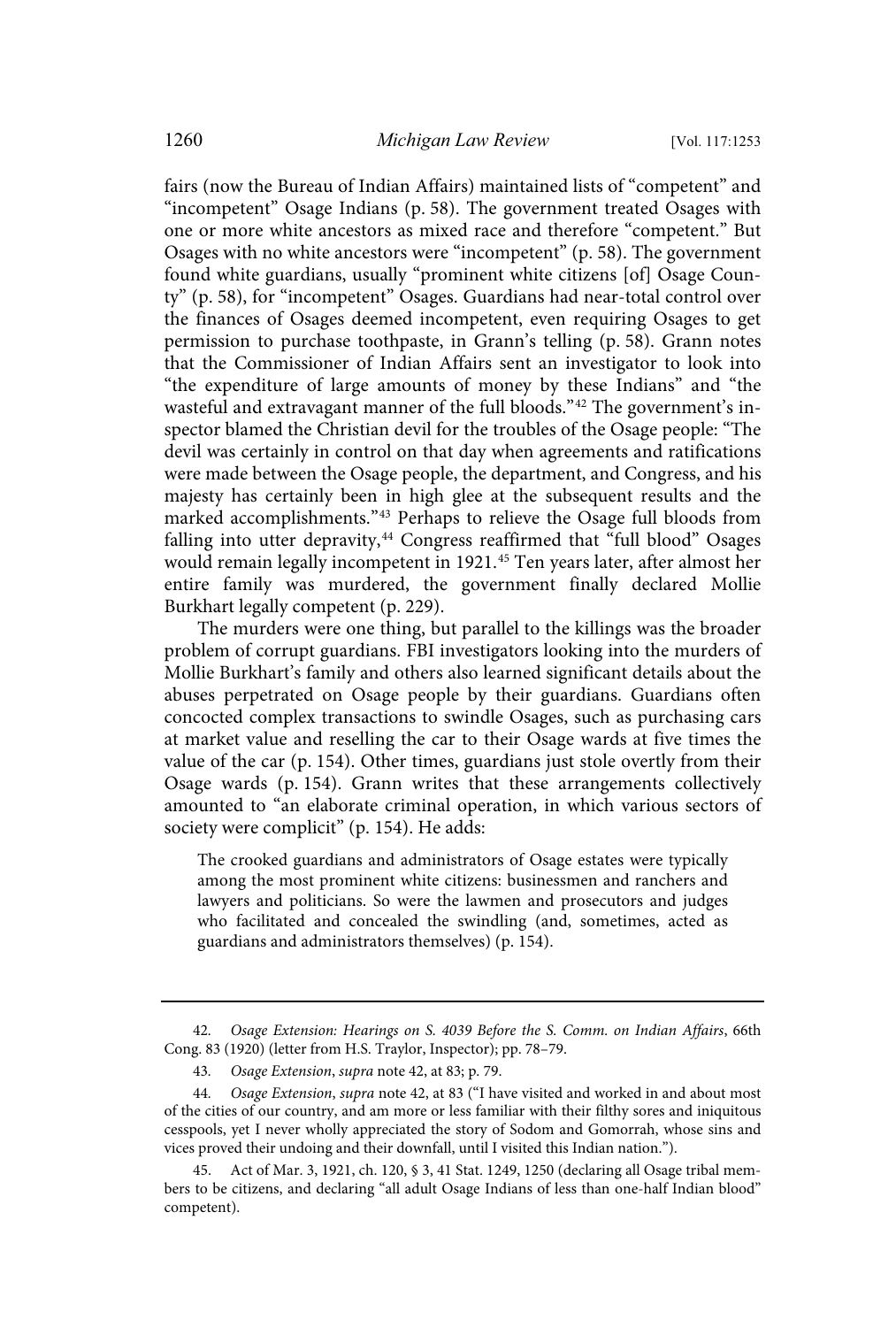fairs (now the Bureau of Indian Affairs) maintained lists of "competent" and "incompetent" Osage Indians (p. 58). The government treated Osages with one or more white ancestors as mixed race and therefore "competent." But Osages with no white ancestors were "incompetent" (p. 58). The government found white guardians, usually "prominent white citizens [of] Osage County" (p. 58), for "incompetent" Osages. Guardians had near-total control over the finances of Osages deemed incompetent, even requiring Osages to get permission to purchase toothpaste, in Grann's telling (p. 58). Grann notes that the Commissioner of Indian Affairs sent an investigator to look into "the expenditure of large amounts of money by these Indians" and "the wasteful and extravagant manner of the full bloods."[42] The government's inspector blamed the Christian devil for the troubles of the Osage people: "The devil was certainly in control on that day when agreements and ratifications were made between the Osage people, the department, and Congress, and his majesty has certainly been in high glee at the subsequent results and the marked accomplishments."[43] Perhaps to relieve the Osage full bloods from falling into utter depravity,[44] Congress reaffirmed that "full blood" Osages would remain legally incompetent in 1921.[45] Ten years later, after almost her entire family was murdered, the government finally declared Mollie Burkhart legally competent (p. 229).

The murders were one thing, but parallel to the killings was the broader problem of corrupt guardians. FBI investigators looking into the murders of Mollie Burkhart's family and others also learned significant details about the abuses perpetrated on Osage people by their guardians. Guardians often concocted complex transactions to swindle Osages, such as purchasing cars at market value and reselling the car to their Osage wards at five times the value of the car (p. 154). Other times, guardians just stole overtly from their Osage wards (p. 154). Grann writes that these arrangements collectively amounted to "an elaborate criminal operation, in which various sectors of society were complicit" (p. 154). He adds:

> The crooked guardians and administrators of Osage estates were typically among the most prominent white citizens: businessmen and ranchers and lawyers and politicians. So were the lawmen and prosecutors and judges who facilitated and concealed the swindling (and, sometimes, acted as guardians and administrators themselves) (p. 154).

---

42. *Osage Extension: Hearings on S. 4039 Before the S. Comm. on Indian Affairs*, 66th Cong. 83 (1920) (letter from H.S. Traylor, Inspector); pp. 78–79.

43. *Osage Extension*, *supra* note 42, at 83; p. 79.

44. *Osage Extension*, *supra* note 42, at 83 ("I have visited and worked in and about most of the cities of our country, and am more or less familiar with their filthy sores and iniquitous cesspools, yet I never wholly appreciated the story of Sodom and Gomorrah, whose sins and vices proved their undoing and their downfall, until I visited this Indian nation.").

45. Act of Mar. 3, 1921, ch. 120, § 3, 41 Stat. 1249, 1250 (declaring all Osage tribal members to be citizens, and declaring "all adult Osage Indians of less than one-half Indian blood" competent).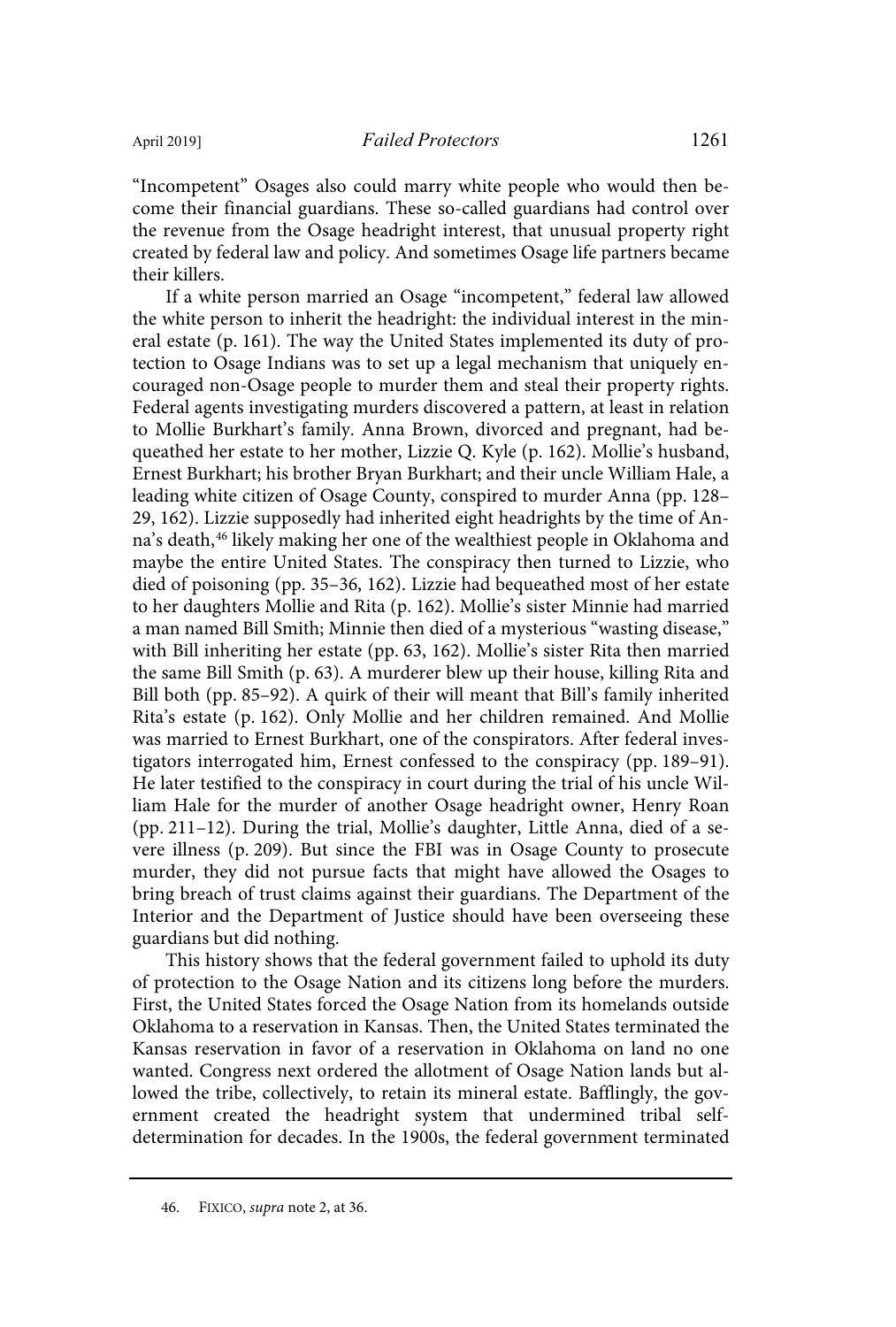"Incompetent" Osages also could marry white people who would then become their financial guardians. These so-called guardians had control over the revenue from the Osage headright interest, that unusual property right created by federal law and policy. And sometimes Osage life partners became their killers.

If a white person married an Osage "incompetent," federal law allowed the white person to inherit the headright: the individual interest in the mineral estate (p. 161). The way the United States implemented its duty of protection to Osage Indians was to set up a legal mechanism that uniquely encouraged non-Osage people to murder them and steal their property rights. Federal agents investigating murders discovered a pattern, at least in relation to Mollie Burkhart's family. Anna Brown, divorced and pregnant, had bequeathed her estate to her mother, Lizzie Q. Kyle (p. 162). Mollie's husband, Ernest Burkhart; his brother Bryan Burkhart; and their uncle William Hale, a leading white citizen of Osage County, conspired to murder Anna (pp. 128–29, 162). Lizzie supposedly had inherited eight headrights by the time of Anna's death,[46] likely making her one of the wealthiest people in Oklahoma and maybe the entire United States. The conspiracy then turned to Lizzie, who died of poisoning (pp. 35–36, 162). Lizzie had bequeathed most of her estate to her daughters Mollie and Rita (p. 162). Mollie's sister Minnie had married a man named Bill Smith; Minnie then died of a mysterious "wasting disease," with Bill inheriting her estate (pp. 63, 162). Mollie's sister Rita then married the same Bill Smith (p. 63). A murderer blew up their house, killing Rita and Bill both (pp. 85–92). A quirk of their will meant that Bill's family inherited Rita's estate (p. 162). Only Mollie and her children remained. And Mollie was married to Ernest Burkhart, one of the conspirators. After federal investigators interrogated him, Ernest confessed to the conspiracy (pp. 189–91). He later testified to the conspiracy in court during the trial of his uncle William Hale for the murder of another Osage headright owner, Henry Roan (pp. 211–12). During the trial, Mollie's daughter, Little Anna, died of a severe illness (p. 209). But since the FBI was in Osage County to prosecute murder, they did not pursue facts that might have allowed the Osages to bring breach of trust claims against their guardians. The Department of the Interior and the Department of Justice should have been overseeing these guardians but did nothing.

This history shows that the federal government failed to uphold its duty of protection to the Osage Nation and its citizens long before the murders. First, the United States forced the Osage Nation from its homelands outside Oklahoma to a reservation in Kansas. Then, the United States terminated the Kansas reservation in favor of a reservation in Oklahoma on land no one wanted. Congress next ordered the allotment of Osage Nation lands but allowed the tribe, collectively, to retain its mineral estate. Bafflingly, the government created the headright system that undermined tribal self-determination for decades. In the 1900s, the federal government terminated

46. FIXICO, *supra* note 2, at 36.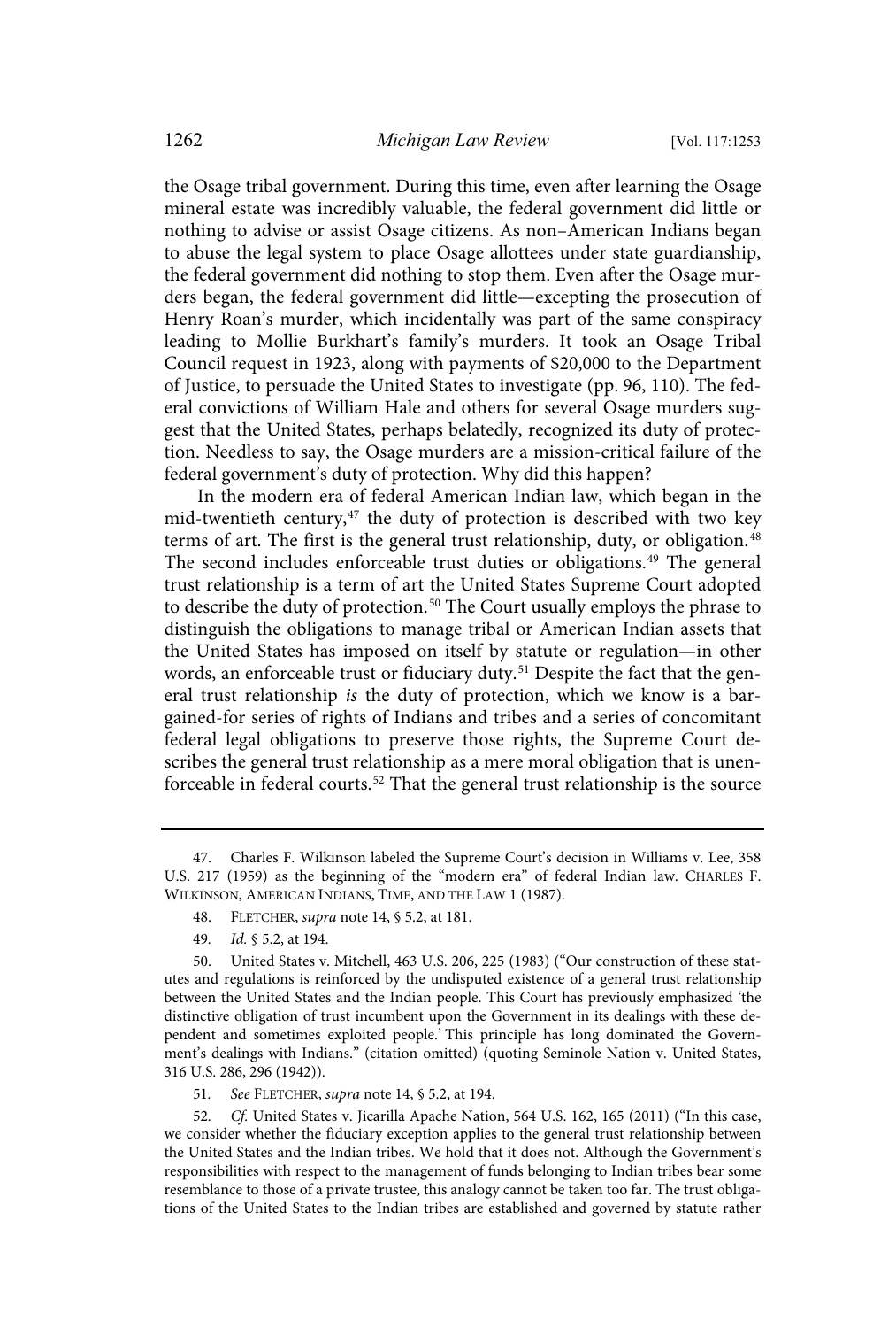the Osage tribal government. During this time, even after learning the Osage mineral estate was incredibly valuable, the federal government did little or nothing to advise or assist Osage citizens. As non–American Indians began to abuse the legal system to place Osage allottees under state guardianship, the federal government did nothing to stop them. Even after the Osage murders began, the federal government did little—excepting the prosecution of Henry Roan's murder, which incidentally was part of the same conspiracy leading to Mollie Burkhart's family's murders. It took an Osage Tribal Council request in 1923, along with payments of $20,000 to the Department of Justice, to persuade the United States to investigate (pp. 96, 110). The federal convictions of William Hale and others for several Osage murders suggest that the United States, perhaps belatedly, recognized its duty of protection. Needless to say, the Osage murders are a mission-critical failure of the federal government's duty of protection. Why did this happen?

In the modern era of federal American Indian law, which began in the mid-twentieth century,[47] the duty of protection is described with two key terms of art. The first is the general trust relationship, duty, or obligation.[48] The second includes enforceable trust duties or obligations.[49] The general trust relationship is a term of art the United States Supreme Court adopted to describe the duty of protection.[50] The Court usually employs the phrase to distinguish the obligations to manage tribal or American Indian assets that the United States has imposed on itself by statute or regulation—in other words, an enforceable trust or fiduciary duty.[51] Despite the fact that the general trust relationship *is* the duty of protection, which we know is a bargained-for series of rights of Indians and tribes and a series of concomitant federal legal obligations to preserve those rights, the Supreme Court describes the general trust relationship as a mere moral obligation that is unenforceable in federal courts.[52] That the general trust relationship is the source

---

47. Charles F. Wilkinson labeled the Supreme Court's decision in Williams v. Lee, 358 U.S. 217 (1959) as the beginning of the "modern era" of federal Indian law. CHARLES F. WILKINSON, AMERICAN INDIANS, TIME, AND THE LAW 1 (1987).

48. FLETCHER, *supra* note 14, § 5.2, at 181.

49. *Id.* § 5.2, at 194.

50. United States v. Mitchell, 463 U.S. 206, 225 (1983) ("Our construction of these statutes and regulations is reinforced by the undisputed existence of a general trust relationship between the United States and the Indian people. This Court has previously emphasized 'the distinctive obligation of trust incumbent upon the Government in its dealings with these dependent and sometimes exploited people.' This principle has long dominated the Government's dealings with Indians." (citation omitted) (quoting Seminole Nation v. United States, 316 U.S. 286, 296 (1942)).

51. *See* FLETCHER, *supra* note 14, § 5.2, at 194.

52. *Cf.* United States v. Jicarilla Apache Nation, 564 U.S. 162, 165 (2011) ("In this case, we consider whether the fiduciary exception applies to the general trust relationship between the United States and the Indian tribes. We hold that it does not. Although the Government's responsibilities with respect to the management of funds belonging to Indian tribes bear some resemblance to those of a private trustee, this analogy cannot be taken too far. The trust obligations of the United States to the Indian tribes are established and governed by statute rather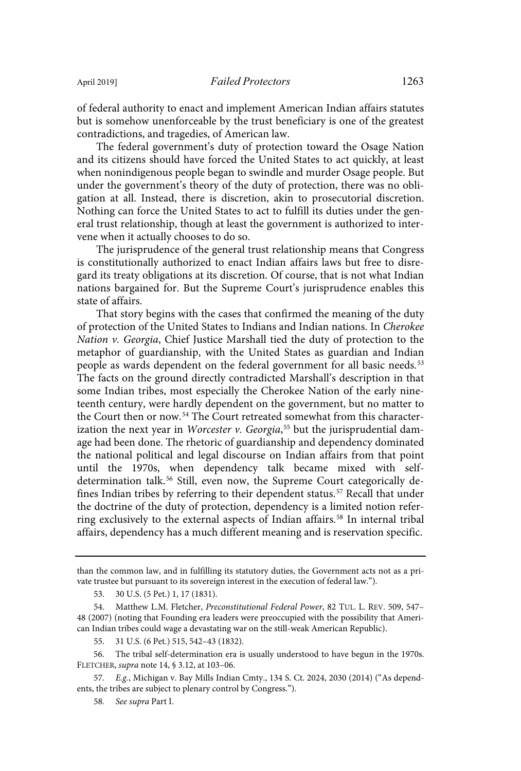of federal authority to enact and implement American Indian affairs statutes but is somehow unenforceable by the trust beneficiary is one of the greatest contradictions, and tragedies, of American law.

The federal government's duty of protection toward the Osage Nation and its citizens should have forced the United States to act quickly, at least when nonindigenous people began to swindle and murder Osage people. But under the government's theory of the duty of protection, there was no obligation at all. Instead, there is discretion, akin to prosecutorial discretion. Nothing can force the United States to act to fulfill its duties under the general trust relationship, though at least the government is authorized to intervene when it actually chooses to do so.

The jurisprudence of the general trust relationship means that Congress is constitutionally authorized to enact Indian affairs laws but free to disregard its treaty obligations at its discretion. Of course, that is not what Indian nations bargained for. But the Supreme Court's jurisprudence enables this state of affairs.

That story begins with the cases that confirmed the meaning of the duty of protection of the United States to Indians and Indian nations. In *Cherokee Nation v. Georgia*, Chief Justice Marshall tied the duty of protection to the metaphor of guardianship, with the United States as guardian and Indian people as wards dependent on the federal government for all basic needs.[53] The facts on the ground directly contradicted Marshall's description in that some Indian tribes, most especially the Cherokee Nation of the early nineteenth century, were hardly dependent on the government, but no matter to the Court then or now.[54] The Court retreated somewhat from this characterization the next year in *Worcester v. Georgia*,[55] but the jurisprudential damage had been done. The rhetoric of guardianship and dependency dominated the national political and legal discourse on Indian affairs from that point until the 1970s, when dependency talk became mixed with self-determination talk.[56] Still, even now, the Supreme Court categorically defines Indian tribes by referring to their dependent status.[57] Recall that under the doctrine of the duty of protection, dependency is a limited notion referring exclusively to the external aspects of Indian affairs.[58] In internal tribal affairs, dependency has a much different meaning and is reservation specific.

---

than the common law, and in fulfilling its statutory duties, the Government acts not as a private trustee but pursuant to its sovereign interest in the execution of federal law.").

53. 30 U.S. (5 Pet.) 1, 17 (1831).

54. Matthew L.M. Fletcher, *Preconstitutional Federal Power*, 82 TUL. L. REV. 509, 547–48 (2007) (noting that Founding era leaders were preoccupied with the possibility that American Indian tribes could wage a devastating war on the still-weak American Republic).

55. 31 U.S. (6 Pet.) 515, 542–43 (1832).

56. The tribal self-determination era is usually understood to have begun in the 1970s. FLETCHER, *supra* note 14, § 3.12, at 103–06.

57. *E.g.*, Michigan v. Bay Mills Indian Cmty., 134 S. Ct. 2024, 2030 (2014) ("As dependents, the tribes are subject to plenary control by Congress.").

58. *See supra* Part I.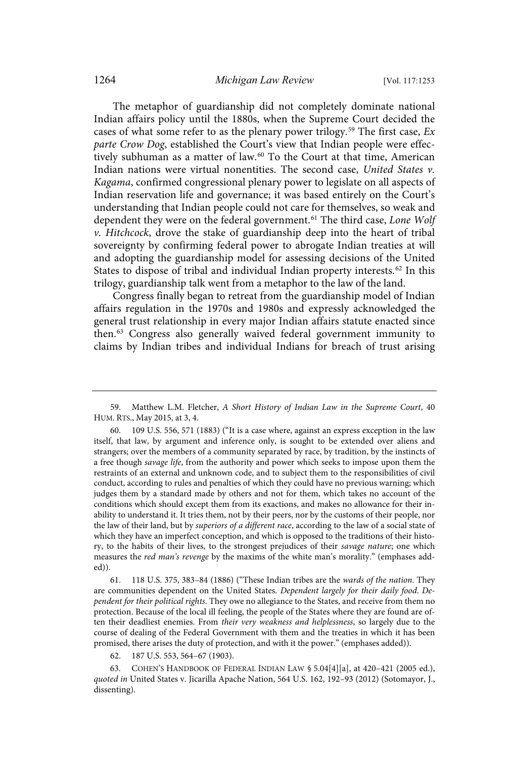The metaphor of guardianship did not completely dominate national Indian affairs policy until the 1880s, when the Supreme Court decided the cases of what some refer to as the plenary power trilogy.[59] The first case, *Ex parte Crow Dog*, established the Court's view that Indian people were effectively subhuman as a matter of law.[60] To the Court at that time, American Indian nations were virtual nonentities. The second case, *United States v. Kagama*, confirmed congressional plenary power to legislate on all aspects of Indian reservation life and governance; it was based entirely on the Court's understanding that Indian people could not care for themselves, so weak and dependent they were on the federal government.[61] The third case, *Lone Wolf v. Hitchcock*, drove the stake of guardianship deep into the heart of tribal sovereignty by confirming federal power to abrogate Indian treaties at will and adopting the guardianship model for assessing decisions of the United States to dispose of tribal and individual Indian property interests.[62] In this trilogy, guardianship talk went from a metaphor to the law of the land.

Congress finally began to retreat from the guardianship model of Indian affairs regulation in the 1970s and 1980s and expressly acknowledged the general trust relationship in every major Indian affairs statute enacted since then.[63] Congress also generally waived federal government immunity to claims by Indian tribes and individual Indians for breach of trust arising

---

59. Matthew L.M. Fletcher, *A Short History of Indian Law in the Supreme Court*, 40 HUM. RTS., May 2015, at 3, 4.

60. 109 U.S. 556, 571 (1883) ("It is a case where, against an express exception in the law itself, that law, by argument and inference only, is sought to be extended over aliens and strangers; over the members of a community separated by race, by tradition, by the instincts of a free though *savage life*, from the authority and power which seeks to impose upon them the restraints of an external and unknown code, and to subject them to the responsibilities of civil conduct, according to rules and penalties of which they could have no previous warning; which judges them by a standard made by others and not for them, which takes no account of the conditions which should except them from its exactions, and makes no allowance for their inability to understand it. It tries them, not by their peers, nor by the customs of their people, nor the law of their land, but by *superiors of a different race*, according to the law of a social state of which they have an imperfect conception, and which is opposed to the traditions of their history, to the habits of their lives, to the strongest prejudices of their *savage nature*; one which measures the *red man's revenge* by the maxims of the white man's morality." (emphases added)).

61. 118 U.S. 375, 383–84 (1886) ("These Indian tribes are the *wards of the nation*. They are communities dependent on the United States. *Dependent largely for their daily food*. *Dependent for their political rights*. They owe no allegiance to the States, and receive from them no protection. Because of the local ill feeling, the people of the States where they are found are often their deadliest enemies. From *their very weakness and helplessness*, so largely due to the course of dealing of the Federal Government with them and the treaties in which it has been promised, there arises the duty of protection, and with it the power." (emphases added)).

62. 187 U.S. 553, 564–67 (1903).

63. COHEN'S HANDBOOK OF FEDERAL INDIAN LAW § 5.04[4][a], at 420–421 (2005 ed.), *quoted in* United States v. Jicarilla Apache Nation, 564 U.S. 162, 192–93 (2012) (Sotomayor, J., dissenting).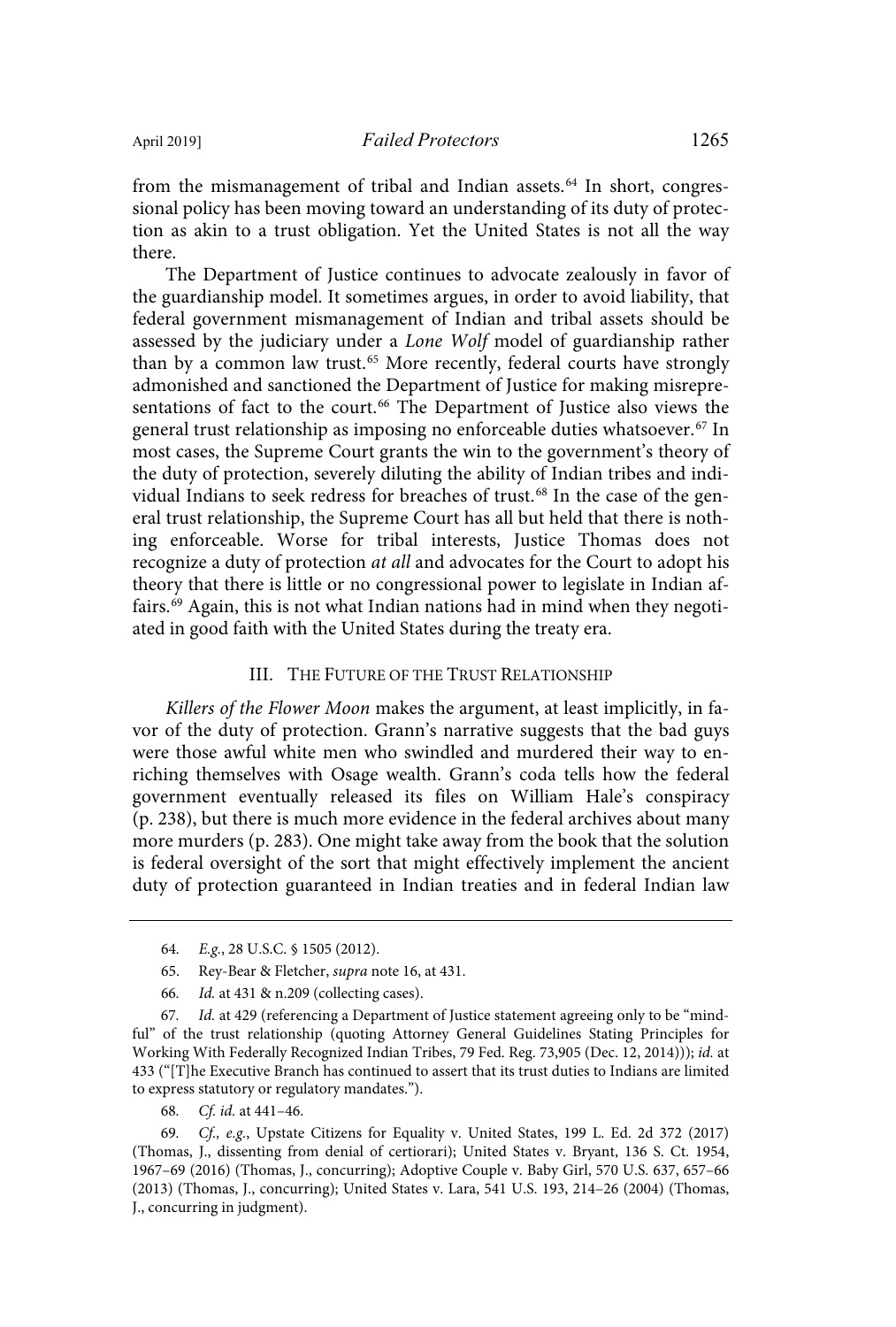from the mismanagement of tribal and Indian assets.[64] In short, congressional policy has been moving toward an understanding of its duty of protection as akin to a trust obligation. Yet the United States is not all the way there.

The Department of Justice continues to advocate zealously in favor of the guardianship model. It sometimes argues, in order to avoid liability, that federal government mismanagement of Indian and tribal assets should be assessed by the judiciary under a *Lone Wolf* model of guardianship rather than by a common law trust.[65] More recently, federal courts have strongly admonished and sanctioned the Department of Justice for making misrepresentations of fact to the court.[66] The Department of Justice also views the general trust relationship as imposing no enforceable duties whatsoever.[67] In most cases, the Supreme Court grants the win to the government's theory of the duty of protection, severely diluting the ability of Indian tribes and individual Indians to seek redress for breaches of trust.[68] In the case of the general trust relationship, the Supreme Court has all but held that there is nothing enforceable. Worse for tribal interests, Justice Thomas does not recognize a duty of protection *at all* and advocates for the Court to adopt his theory that there is little or no congressional power to legislate in Indian affairs.[69] Again, this is not what Indian nations had in mind when they negotiated in good faith with the United States during the treaty era.

## III. The Future of the Trust Relationship

*Killers of the Flower Moon* makes the argument, at least implicitly, in favor of the duty of protection. Grann's narrative suggests that the bad guys were those awful white men who swindled and murdered their way to enriching themselves with Osage wealth. Grann's coda tells how the federal government eventually released its files on William Hale's conspiracy (p. 238), but there is much more evidence in the federal archives about many more murders (p. 283). One might take away from the book that the solution is federal oversight of the sort that might effectively implement the ancient duty of protection guaranteed in Indian treaties and in federal Indian law

---

64. *E.g.*, 28 U.S.C. § 1505 (2012).

65. Rey-Bear & Fletcher, *supra* note 16, at 431.

66. *Id.* at 431 & n.209 (collecting cases).

67. *Id.* at 429 (referencing a Department of Justice statement agreeing only to be "mindful" of the trust relationship (quoting Attorney General Guidelines Stating Principles for Working With Federally Recognized Indian Tribes, 79 Fed. Reg. 73,905 (Dec. 12, 2014))); *id.* at 433 ("[T]he Executive Branch has continued to assert that its trust duties to Indians are limited to express statutory or regulatory mandates.").

68. *Cf. id.* at 441–46.

69. *Cf., e.g.*, Upstate Citizens for Equality v. United States, 199 L. Ed. 2d 372 (2017) (Thomas, J., dissenting from denial of certiorari); United States v. Bryant, 136 S. Ct. 1954, 1967–69 (2016) (Thomas, J., concurring); Adoptive Couple v. Baby Girl, 570 U.S. 637, 657–66 (2013) (Thomas, J., concurring); United States v. Lara, 541 U.S. 193, 214–26 (2004) (Thomas, J., concurring in judgment).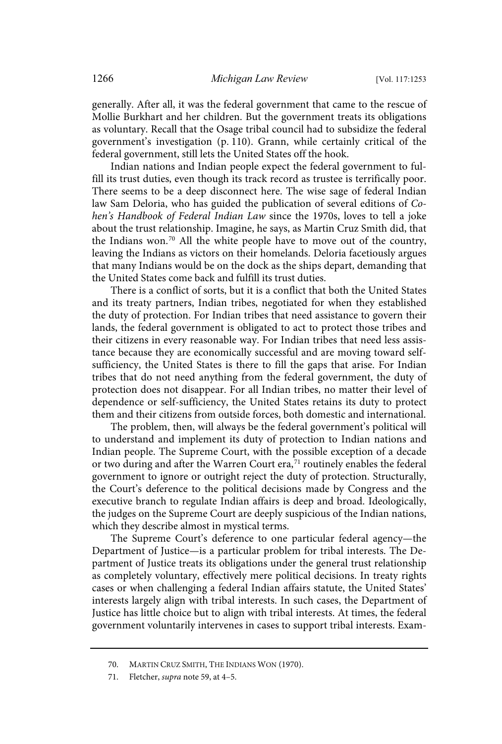generally. After all, it was the federal government that came to the rescue of Mollie Burkhart and her children. But the government treats its obligations as voluntary. Recall that the Osage tribal council had to subsidize the federal government's investigation (p. 110). Grann, while certainly critical of the federal government, still lets the United States off the hook.

Indian nations and Indian people expect the federal government to fulfill its trust duties, even though its track record as trustee is terrifically poor. There seems to be a deep disconnect here. The wise sage of federal Indian law Sam Deloria, who has guided the publication of several editions of *Cohen's Handbook of Federal Indian Law* since the 1970s, loves to tell a joke about the trust relationship. Imagine, he says, as Martin Cruz Smith did, that the Indians won.[70] All the white people have to move out of the country, leaving the Indians as victors on their homelands. Deloria facetiously argues that many Indians would be on the dock as the ships depart, demanding that the United States come back and fulfill its trust duties.

There is a conflict of sorts, but it is a conflict that both the United States and its treaty partners, Indian tribes, negotiated for when they established the duty of protection. For Indian tribes that need assistance to govern their lands, the federal government is obligated to act to protect those tribes and their citizens in every reasonable way. For Indian tribes that need less assistance because they are economically successful and are moving toward self-sufficiency, the United States is there to fill the gaps that arise. For Indian tribes that do not need anything from the federal government, the duty of protection does not disappear. For all Indian tribes, no matter their level of dependence or self-sufficiency, the United States retains its duty to protect them and their citizens from outside forces, both domestic and international.

The problem, then, will always be the federal government's political will to understand and implement its duty of protection to Indian nations and Indian people. The Supreme Court, with the possible exception of a decade or two during and after the Warren Court era,[71] routinely enables the federal government to ignore or outright reject the duty of protection. Structurally, the Court's deference to the political decisions made by Congress and the executive branch to regulate Indian affairs is deep and broad. Ideologically, the judges on the Supreme Court are deeply suspicious of the Indian nations, which they describe almost in mystical terms.

The Supreme Court's deference to one particular federal agency—the Department of Justice—is a particular problem for tribal interests. The Department of Justice treats its obligations under the general trust relationship as completely voluntary, effectively mere political decisions. In treaty rights cases or when challenging a federal Indian affairs statute, the United States' interests largely align with tribal interests. In such cases, the Department of Justice has little choice but to align with tribal interests. At times, the federal government voluntarily intervenes in cases to support tribal interests. Exam-

70. MARTIN CRUZ SMITH, THE INDIANS WON (1970).

71. Fletcher, *supra* note 59, at 4–5.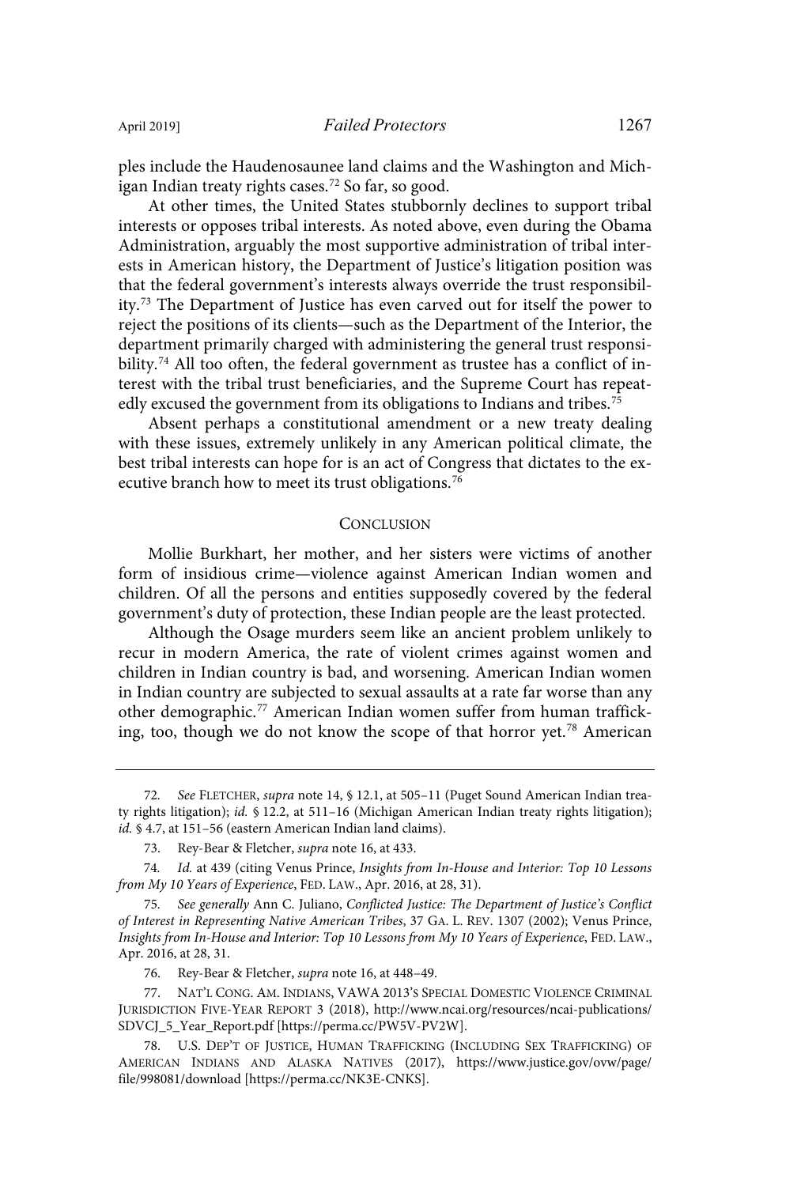ples include the Haudenosaunee land claims and the Washington and Michigan Indian treaty rights cases.[72] So far, so good.

At other times, the United States stubbornly declines to support tribal interests or opposes tribal interests. As noted above, even during the Obama Administration, arguably the most supportive administration of tribal interests in American history, the Department of Justice's litigation position was that the federal government's interests always override the trust responsibility.[73] The Department of Justice has even carved out for itself the power to reject the positions of its clients—such as the Department of the Interior, the department primarily charged with administering the general trust responsibility.[74] All too often, the federal government as trustee has a conflict of interest with the tribal trust beneficiaries, and the Supreme Court has repeatedly excused the government from its obligations to Indians and tribes.[75]

Absent perhaps a constitutional amendment or a new treaty dealing with these issues, extremely unlikely in any American political climate, the best tribal interests can hope for is an act of Congress that dictates to the executive branch how to meet its trust obligations.[76]

## CONCLUSION

Mollie Burkhart, her mother, and her sisters were victims of another form of insidious crime—violence against American Indian women and children. Of all the persons and entities supposedly covered by the federal government's duty of protection, these Indian people are the least protected.

Although the Osage murders seem like an ancient problem unlikely to recur in modern America, the rate of violent crimes against women and children in Indian country is bad, and worsening. American Indian women in Indian country are subjected to sexual assaults at a rate far worse than any other demographic.[77] American Indian women suffer from human trafficking, too, though we do not know the scope of that horror yet.[78] American

---

72. *See* FLETCHER, *supra* note 14, § 12.1, at 505–11 (Puget Sound American Indian treaty rights litigation); *id.* § 12.2, at 511–16 (Michigan American Indian treaty rights litigation); *id.* § 4.7, at 151–56 (eastern American Indian land claims).

73. Rey-Bear & Fletcher, *supra* note 16, at 433.

74. *Id.* at 439 (citing Venus Prince, *Insights from In-House and Interior: Top 10 Lessons from My 10 Years of Experience*, FED. LAW., Apr. 2016, at 28, 31).

75. *See generally* Ann C. Juliano, *Conflicted Justice: The Department of Justice's Conflict of Interest in Representing Native American Tribes*, 37 GA. L. REV. 1307 (2002); Venus Prince, *Insights from In-House and Interior: Top 10 Lessons from My 10 Years of Experience*, FED. LAW., Apr. 2016, at 28, 31.

76. Rey-Bear & Fletcher, *supra* note 16, at 448–49.

77. NAT'L CONG. AM. INDIANS, VAWA 2013'S SPECIAL DOMESTIC VIOLENCE CRIMINAL JURISDICTION FIVE-YEAR REPORT 3 (2018), http://www.ncai.org/resources/ncai-publications/SDVCJ_5_Year_Report.pdf [https://perma.cc/PW5V-PV2W].

78. U.S. DEP'T OF JUSTICE, HUMAN TRAFFICKING (INCLUDING SEX TRAFFICKING) OF AMERICAN INDIANS AND ALASKA NATIVES (2017), https://www.justice.gov/ovw/page/file/998081/download [https://perma.cc/NK3E-CNKS].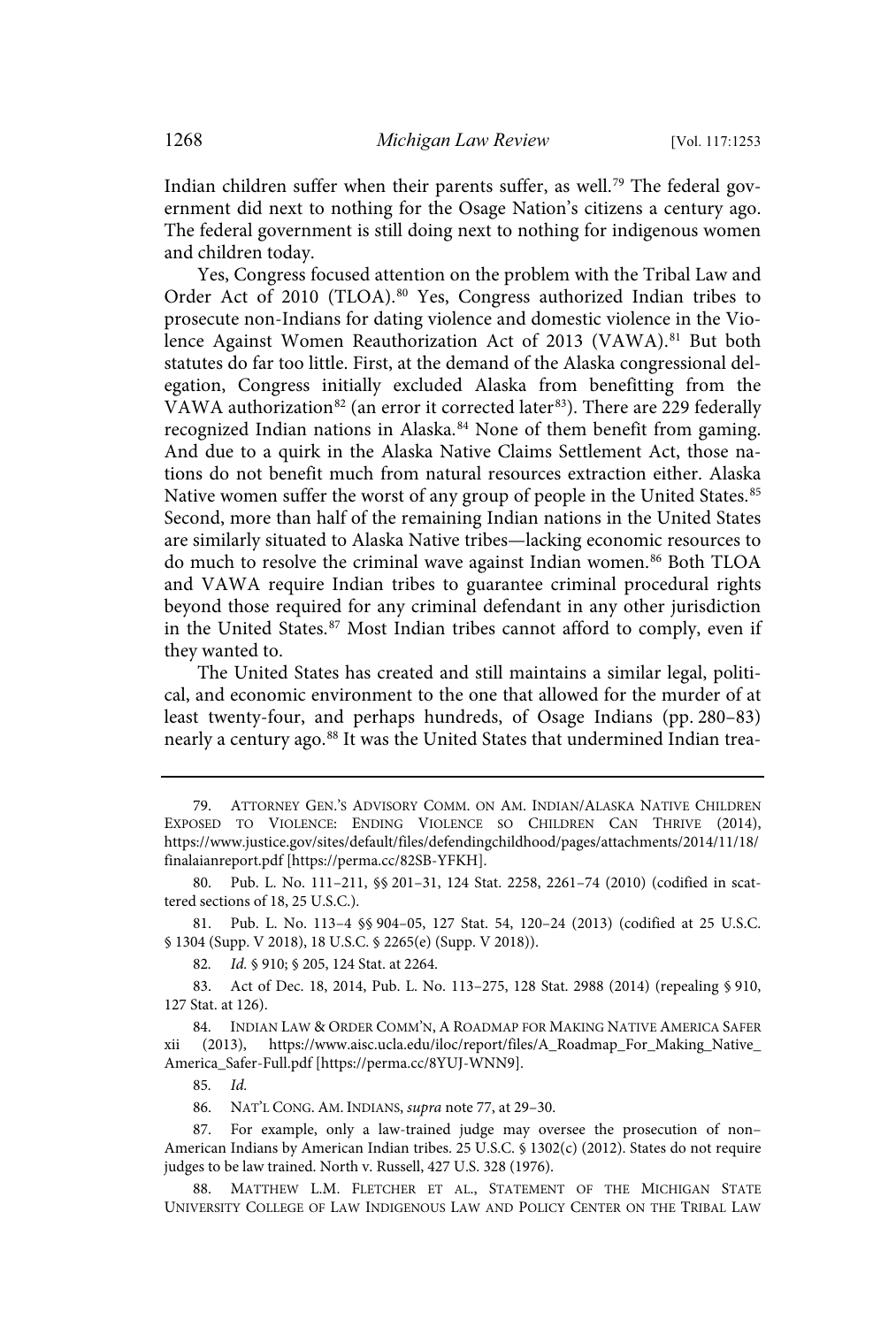Indian children suffer when their parents suffer, as well.[79] The federal government did next to nothing for the Osage Nation's citizens a century ago. The federal government is still doing next to nothing for indigenous women and children today.

Yes, Congress focused attention on the problem with the Tribal Law and Order Act of 2010 (TLOA).[80] Yes, Congress authorized Indian tribes to prosecute non-Indians for dating violence and domestic violence in the Violence Against Women Reauthorization Act of 2013 (VAWA).[81] But both statutes do far too little. First, at the demand of the Alaska congressional delegation, Congress initially excluded Alaska from benefitting from the VAWA authorization[82] (an error it corrected later[83]). There are 229 federally recognized Indian nations in Alaska.[84] None of them benefit from gaming. And due to a quirk in the Alaska Native Claims Settlement Act, those nations do not benefit much from natural resources extraction either. Alaska Native women suffer the worst of any group of people in the United States.[85] Second, more than half of the remaining Indian nations in the United States are similarly situated to Alaska Native tribes—lacking economic resources to do much to resolve the criminal wave against Indian women.[86] Both TLOA and VAWA require Indian tribes to guarantee criminal procedural rights beyond those required for any criminal defendant in any other jurisdiction in the United States.[87] Most Indian tribes cannot afford to comply, even if they wanted to.

The United States has created and still maintains a similar legal, political, and economic environment to the one that allowed for the murder of at least twenty-four, and perhaps hundreds, of Osage Indians (pp. 280–83) nearly a century ago.[88] It was the United States that undermined Indian trea-

---

79. ATTORNEY GEN.'S ADVISORY COMM. ON AM. INDIAN/ALASKA NATIVE CHILDREN EXPOSED TO VIOLENCE: ENDING VIOLENCE SO CHILDREN CAN THRIVE (2014), https://www.justice.gov/sites/default/files/defendingchildhood/pages/attachments/2014/11/18/finalaianreport.pdf [https://perma.cc/82SB-YFKH].

80. Pub. L. No. 111–211, §§ 201–31, 124 Stat. 2258, 2261–74 (2010) (codified in scattered sections of 18, 25 U.S.C.).

81. Pub. L. No. 113–4 §§ 904–05, 127 Stat. 54, 120–24 (2013) (codified at 25 U.S.C. § 1304 (Supp. V 2018), 18 U.S.C. § 2265(e) (Supp. V 2018)).

82. *Id.* § 910; § 205, 124 Stat. at 2264.

83. Act of Dec. 18, 2014, Pub. L. No. 113–275, 128 Stat. 2988 (2014) (repealing § 910, 127 Stat. at 126).

84. INDIAN LAW & ORDER COMM'N, A ROADMAP FOR MAKING NATIVE AMERICA SAFER xii (2013), https://www.aisc.ucla.edu/iloc/report/files/A_Roadmap_For_Making_Native_America_Safer-Full.pdf [https://perma.cc/8YUJ-WNN9].

85. *Id.*

86. NAT'L CONG. AM. INDIANS, *supra* note 77, at 29–30.

87. For example, only a law-trained judge may oversee the prosecution of non–American Indians by American Indian tribes. 25 U.S.C. § 1302(c) (2012). States do not require judges to be law trained. North v. Russell, 427 U.S. 328 (1976).

88. MATTHEW L.M. FLETCHER ET AL., STATEMENT OF THE MICHIGAN STATE UNIVERSITY COLLEGE OF LAW INDIGENOUS LAW AND POLICY CENTER ON THE TRIBAL LAW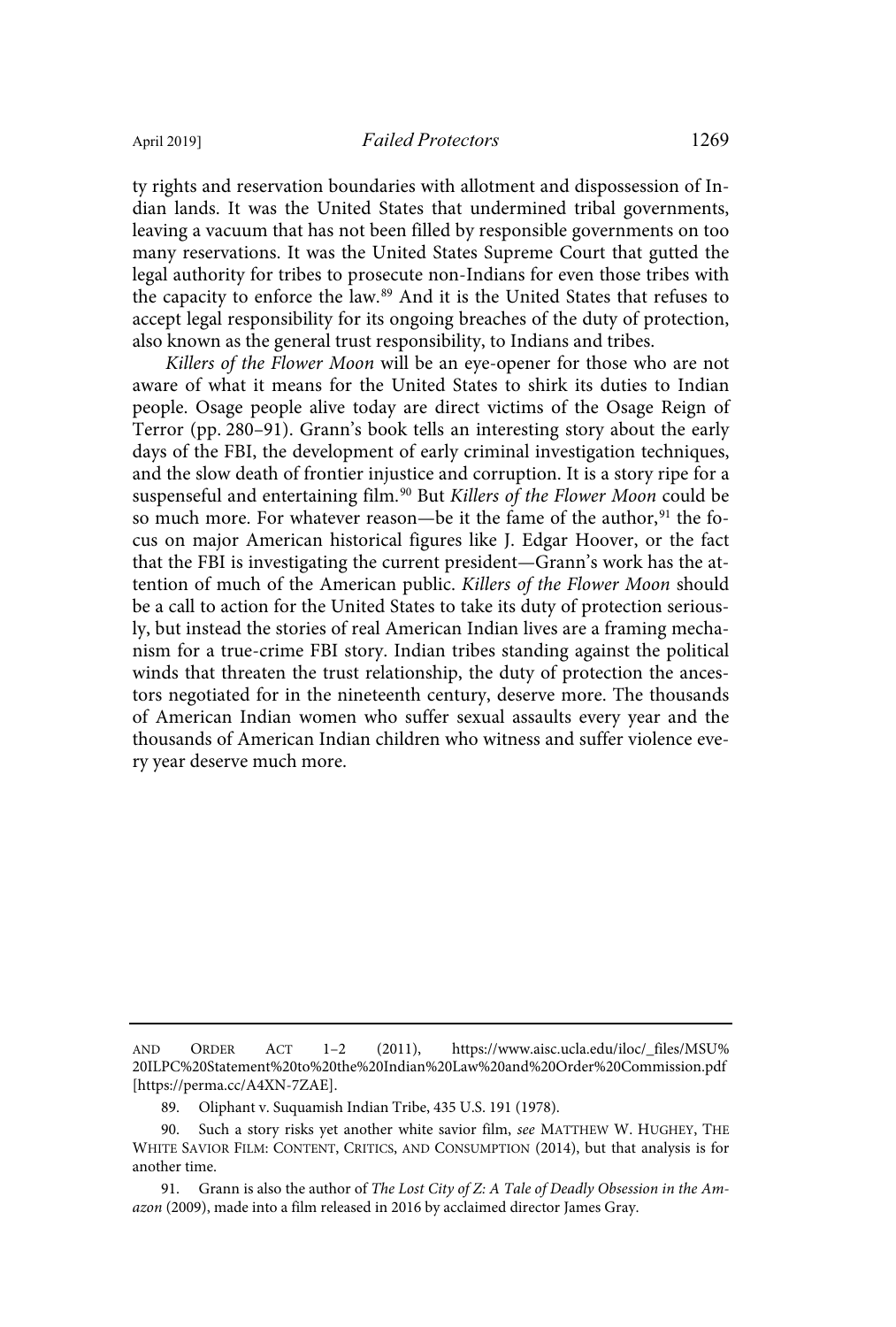ty rights and reservation boundaries with allotment and dispossession of Indian lands. It was the United States that undermined tribal governments, leaving a vacuum that has not been filled by responsible governments on too many reservations. It was the United States Supreme Court that gutted the legal authority for tribes to prosecute non-Indians for even those tribes with the capacity to enforce the law.[89] And it is the United States that refuses to accept legal responsibility for its ongoing breaches of the duty of protection, also known as the general trust responsibility, to Indians and tribes.

*Killers of the Flower Moon* will be an eye-opener for those who are not aware of what it means for the United States to shirk its duties to Indian people. Osage people alive today are direct victims of the Osage Reign of Terror (pp. 280–91). Grann's book tells an interesting story about the early days of the FBI, the development of early criminal investigation techniques, and the slow death of frontier injustice and corruption. It is a story ripe for a suspenseful and entertaining film.[90] But *Killers of the Flower Moon* could be so much more. For whatever reason—be it the fame of the author,[91] the focus on major American historical figures like J. Edgar Hoover, or the fact that the FBI is investigating the current president—Grann's work has the attention of much of the American public. *Killers of the Flower Moon* should be a call to action for the United States to take its duty of protection seriously, but instead the stories of real American Indian lives are a framing mechanism for a true-crime FBI story. Indian tribes standing against the political winds that threaten the trust relationship, the duty of protection the ancestors negotiated for in the nineteenth century, deserve more. The thousands of American Indian women who suffer sexual assaults every year and the thousands of American Indian children who witness and suffer violence every year deserve much more.

---

AND ORDER ACT 1–2 (2011), https://www.aisc.ucla.edu/iloc/_files/MSU%20ILPC%20Statement%20to%20the%20Indian%20Law%20and%20Order%20Commission.pdf [https://perma.cc/A4XN-7ZAE].

89. Oliphant v. Suquamish Indian Tribe, 435 U.S. 191 (1978).

90. Such a story risks yet another white savior film, *see* MATTHEW W. HUGHEY, THE WHITE SAVIOR FILM: CONTENT, CRITICS, AND CONSUMPTION (2014), but that analysis is for another time.

91. Grann is also the author of *The Lost City of Z: A Tale of Deadly Obsession in the Amazon* (2009), made into a film released in 2016 by acclaimed director James Gray.